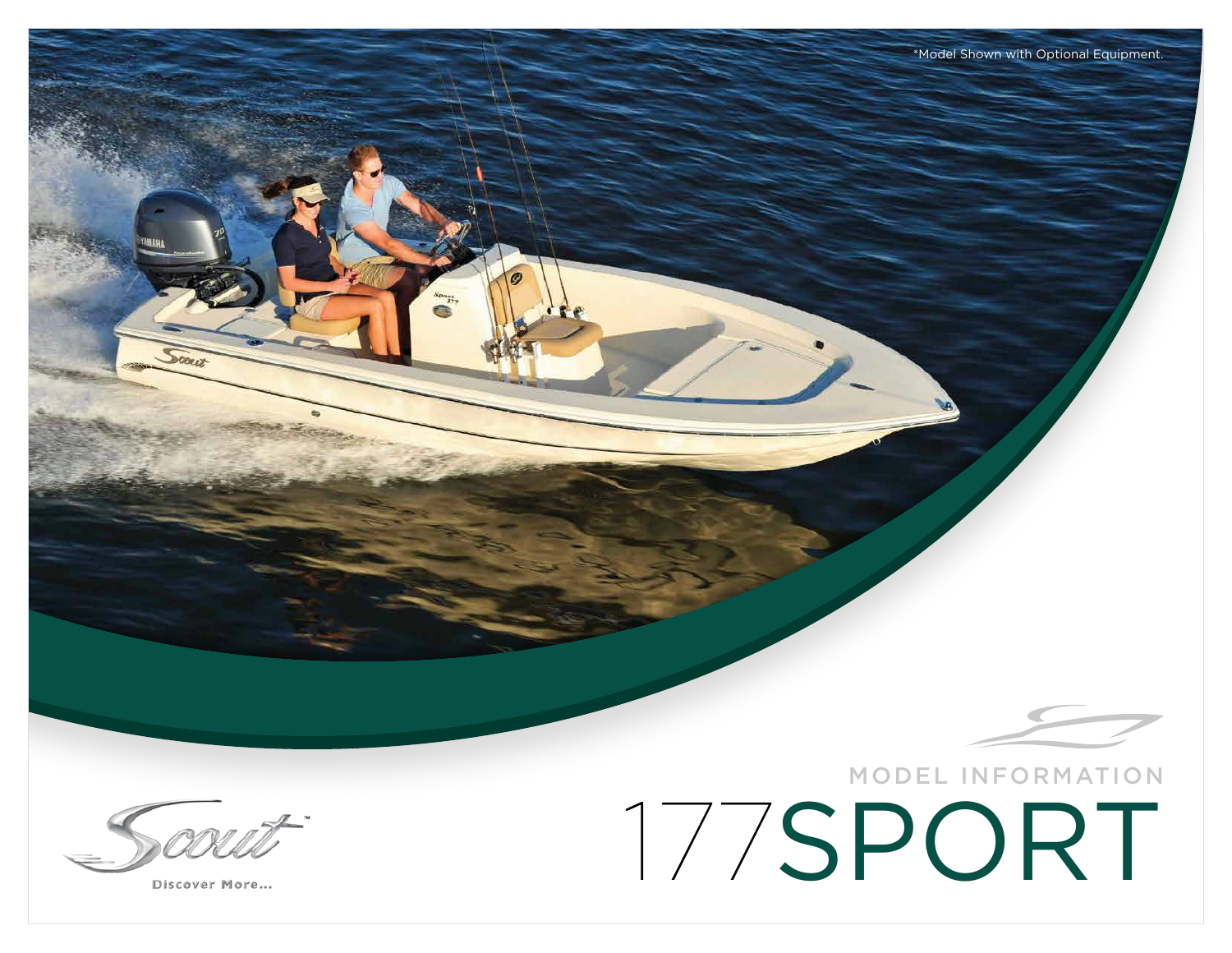*Model Shown with Optional Equipment.

MODEL INFORMATION

# 177SPORT

Scout™

Discover More...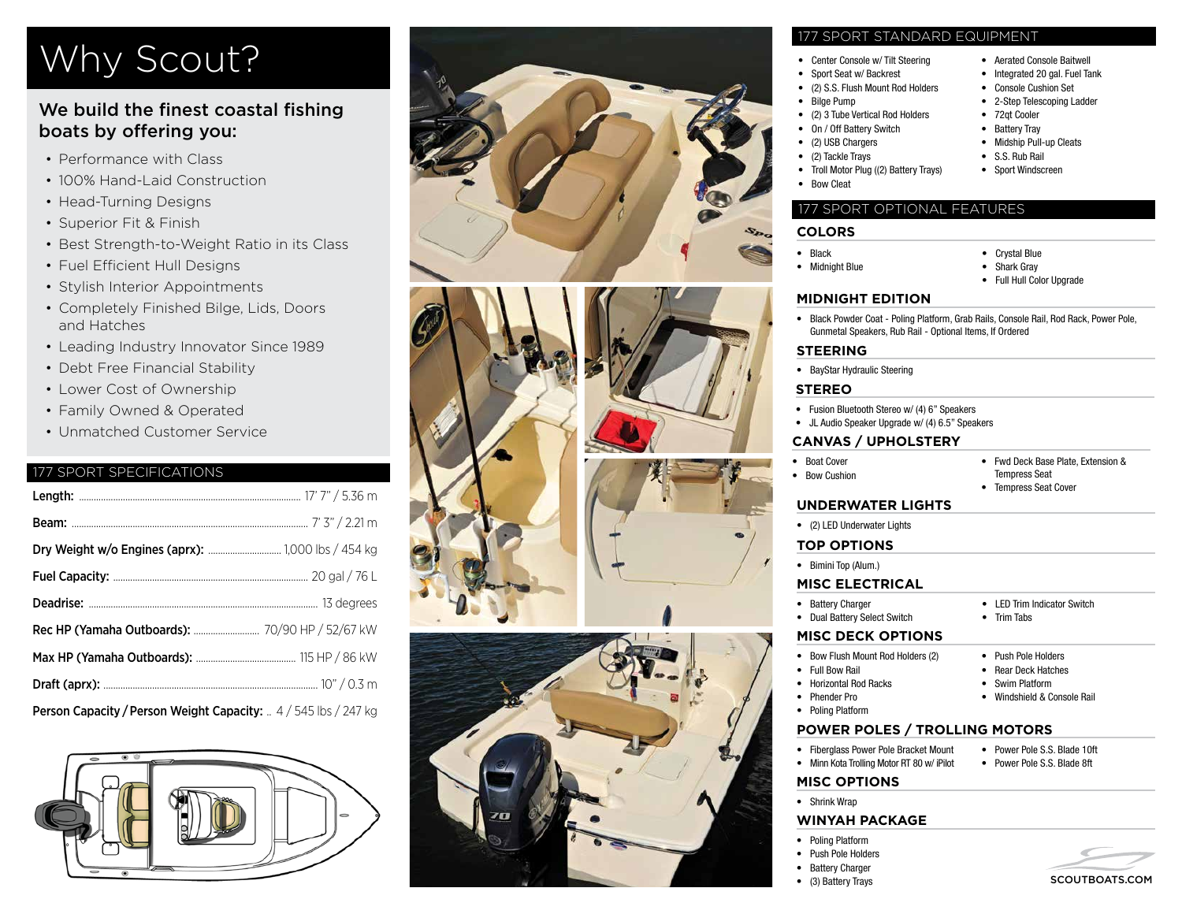# Why Scout?

## We build the finest coastal fishing boats by offering you:

- Performance with Class
- 100% Hand-Laid Construction
- Head-Turning Designs
- Superior Fit & Finish
- Best Strength-to-Weight Ratio in its Class
- Fuel Efficient Hull Designs
- Stylish Interior Appointments
- Completely Finished Bilge, Lids, Doors and Hatches
- Leading Industry Innovator Since 1989
- Debt Free Financial Stability
- Lower Cost of Ownership
- Family Owned & Operated
- Unmatched Customer Service

## 177 SPORT SPECIFICATIONS

| | |
|---|---|
| **Length:** | 17' 7" / 5.36 m |
| **Beam:** | 7' 3" / 2.21 m |
| **Dry Weight w/o Engines (aprx):** | 1,000 lbs / 454 kg |
| **Fuel Capacity:** | 20 gal / 76 L |
| **Deadrise:** | 13 degrees |
| **Rec HP (Yamaha Outboards):** | 70/90 HP / 52/67 kW |
| **Max HP (Yamaha Outboards):** | 115 HP / 86 kW |
| **Draft (aprx):** | 10" / 0.3 m |
| **Person Capacity / Person Weight Capacity:** | 4 / 545 lbs / 247 kg |

## 177 SPORT STANDARD EQUIPMENT

- Center Console w/ Tilt Steering
- Sport Seat w/ Backrest
- (2) S.S. Flush Mount Rod Holders
- Bilge Pump
- (2) 3 Tube Vertical Rod Holders
- On / Off Battery Switch
- (2) USB Chargers
- (2) Tackle Trays
- Troll Motor Plug ((2) Battery Trays)
- Bow Cleat
- Aerated Console Baitwell
- Integrated 20 gal. Fuel Tank
- Console Cushion Set
- 2-Step Telescoping Ladder
- 72qt Cooler
- Battery Tray
- Midship Pull-up Cleats
- S.S. Rub Rail
- Sport Windscreen

## 177 SPORT OPTIONAL FEATURES

### COLORS

- Black
- Midnight Blue
- Crystal Blue
- Shark Gray
- Full Hull Color Upgrade

### MIDNIGHT EDITION

- Black Powder Coat - Poling Platform, Grab Rails, Console Rail, Rod Rack, Power Pole, Gunmetal Speakers, Rub Rail - Optional Items, If Ordered

### STEERING

- BayStar Hydraulic Steering

### STEREO

- Fusion Bluetooth Stereo w/ (4) 6" Speakers
- JL Audio Speaker Upgrade w/ (4) 6.5" Speakers

### CANVAS / UPHOLSTERY

- Boat Cover
- Bow Cushion
- Fwd Deck Base Plate, Extension & Tempress Seat
- Tempress Seat Cover

### UNDERWATER LIGHTS

- (2) LED Underwater Lights

### TOP OPTIONS

- Bimini Top (Alum.)

### MISC ELECTRICAL

- Battery Charger
- Dual Battery Select Switch
- LED Trim Indicator Switch
- Trim Tabs

### MISC DECK OPTIONS

- Bow Flush Mount Rod Holders (2)
- Full Bow Rail
- Horizontal Rod Racks
- Phender Pro
- Poling Platform
- Push Pole Holders
- Rear Deck Hatches
- Swim Platform
- Windshield & Console Rail

### POWER POLES / TROLLING MOTORS

- Fiberglass Power Pole Bracket Mount
- Minn Kota Trolling Motor RT 80 w/ iPilot
- Power Pole S.S. Blade 10ft
- Power Pole S.S. Blade 8ft

### MISC OPTIONS

- Shrink Wrap

### WINYAH PACKAGE

- Poling Platform
- Push Pole Holders
- Battery Charger
- (3) Battery Trays

SCOUTBOATS.COM